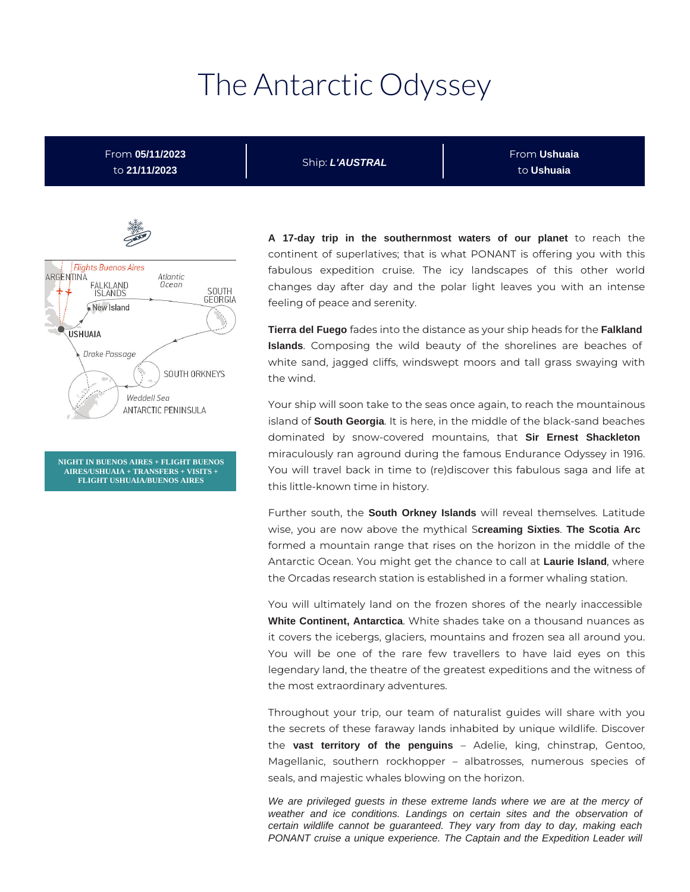# The Antarctic Odyssey

| From **05/11/2023** to **21/11/2023** | Ship: ***L'AUSTRAL*** | From **Ushuaia** to **Ushuaia** |
|---|---|---|

**NIGHT IN BUENOS AIRES + FLIGHT BUENOS AIRES/USHUAIA + TRANSFERS + VISITS + FLIGHT USHUAIA/BUENOS AIRES**

**A 17-day trip in the southernmost waters of our planet** to reach the continent of superlatives; that is what PONANT is offering you with this fabulous expedition cruise. The icy landscapes of this other world changes day after day and the polar light leaves you with an intense feeling of peace and serenity.

**Tierra del Fuego** fades into the distance as your ship heads for the **Falkland Islands**. Composing the wild beauty of the shorelines are beaches of white sand, jagged cliffs, windswept moors and tall grass swaying with the wind.

Your ship will soon take to the seas once again, to reach the mountainous island of **South Georgia**. It is here, in the middle of the black-sand beaches dominated by snow-covered mountains, that **Sir Ernest Shackleton** miraculously ran aground during the famous Endurance Odyssey in 1916. You will travel back in time to (re)discover this fabulous saga and life at this little-known time in history.

Further south, the **South Orkney Islands** will reveal themselves. Latitude wise, you are now above the mythical S**creaming Sixties**. **The Scotia Arc** formed a mountain range that rises on the horizon in the middle of the Antarctic Ocean. You might get the chance to call at **Laurie Island**, where the Orcadas research station is established in a former whaling station.

You will ultimately land on the frozen shores of the nearly inaccessible **White Continent, Antarctica**. White shades take on a thousand nuances as it covers the icebergs, glaciers, mountains and frozen sea all around you. You will be one of the rare few travellers to have laid eyes on this legendary land, the theatre of the greatest expeditions and the witness of the most extraordinary adventures.

Throughout your trip, our team of naturalist guides will share with you the secrets of these faraway lands inhabited by unique wildlife. Discover the **vast territory of the penguins** – Adelie, king, chinstrap, Gentoo, Magellanic, southern rockhopper – albatrosses, numerous species of seals, and majestic whales blowing on the horizon.

*We are privileged guests in these extreme lands where we are at the mercy of weather and ice conditions. Landings on certain sites and the observation of certain wildlife cannot be guaranteed. They vary from day to day, making each PONANT cruise a unique experience. The Captain and the Expedition Leader will*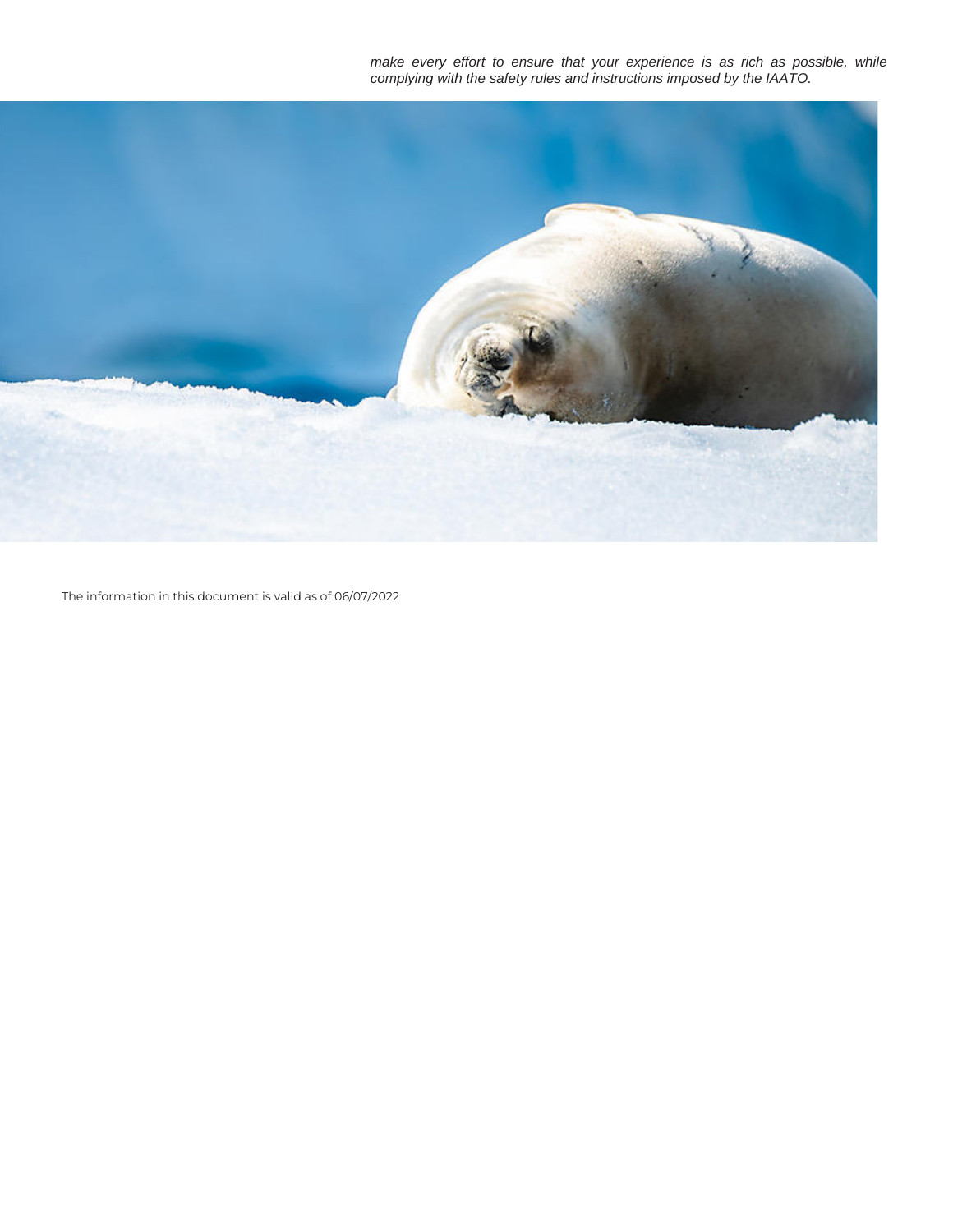*make every effort to ensure that your experience is as rich as possible, while complying with the safety rules and instructions imposed by the IAATO.*

The information in this document is valid as of 06/07/2022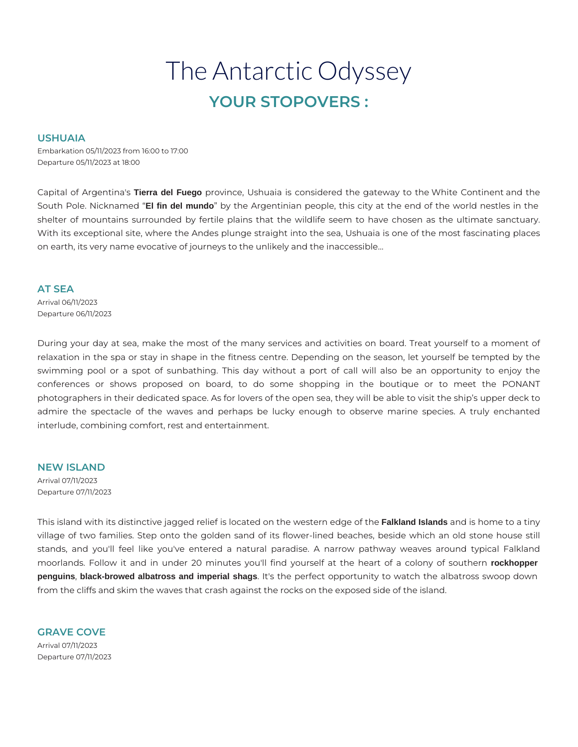# The Antarctic Odyssey

## YOUR STOPOVERS :

### USHUAIA

Embarkation 05/11/2023 from 16:00 to 17:00
Departure 05/11/2023 at 18:00

Capital of Argentina's **Tierra del Fuego** province, Ushuaia is considered the gateway to the White Continent and the South Pole. Nicknamed "**El fin del mundo**" by the Argentinian people, this city at the end of the world nestles in the shelter of mountains surrounded by fertile plains that the wildlife seem to have chosen as the ultimate sanctuary. With its exceptional site, where the Andes plunge straight into the sea, Ushuaia is one of the most fascinating places on earth, its very name evocative of journeys to the unlikely and the inaccessible...

### AT SEA

Arrival 06/11/2023
Departure 06/11/2023

During your day at sea, make the most of the many services and activities on board. Treat yourself to a moment of relaxation in the spa or stay in shape in the fitness centre. Depending on the season, let yourself be tempted by the swimming pool or a spot of sunbathing. This day without a port of call will also be an opportunity to enjoy the conferences or shows proposed on board, to do some shopping in the boutique or to meet the PONANT photographers in their dedicated space. As for lovers of the open sea, they will be able to visit the ship's upper deck to admire the spectacle of the waves and perhaps be lucky enough to observe marine species. A truly enchanted interlude, combining comfort, rest and entertainment.

### NEW ISLAND

Arrival 07/11/2023
Departure 07/11/2023

This island with its distinctive jagged relief is located on the western edge of the **Falkland Islands** and is home to a tiny village of two families. Step onto the golden sand of its flower-lined beaches, beside which an old stone house still stands, and you'll feel like you've entered a natural paradise. A narrow pathway weaves around typical Falkland moorlands. Follow it and in under 20 minutes you'll find yourself at the heart of a colony of southern **rockhopper penguins**, **black-browed albatross and imperial shags**. It's the perfect opportunity to watch the albatross swoop down from the cliffs and skim the waves that crash against the rocks on the exposed side of the island.

### GRAVE COVE

Arrival 07/11/2023
Departure 07/11/2023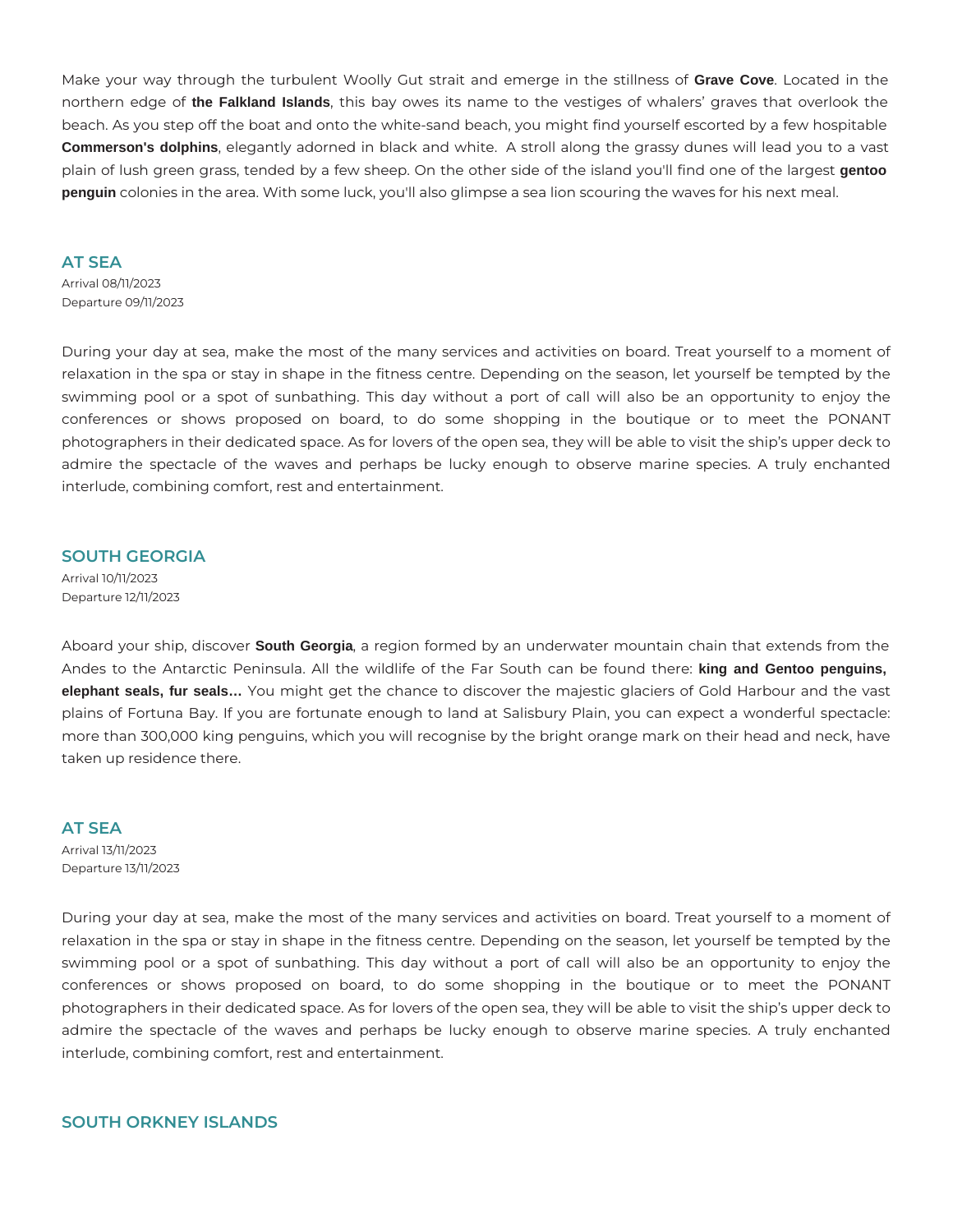Make your way through the turbulent Woolly Gut strait and emerge in the stillness of **Grave Cove**. Located in the northern edge of **the Falkland Islands**, this bay owes its name to the vestiges of whalers' graves that overlook the beach. As you step off the boat and onto the white-sand beach, you might find yourself escorted by a few hospitable **Commerson's dolphins**, elegantly adorned in black and white.  A stroll along the grassy dunes will lead you to a vast plain of lush green grass, tended by a few sheep. On the other side of the island you'll find one of the largest **gentoo penguin** colonies in the area. With some luck, you'll also glimpse a sea lion scouring the waves for his next meal.

## AT SEA

Arrival 08/11/2023
Departure 09/11/2023

During your day at sea, make the most of the many services and activities on board. Treat yourself to a moment of relaxation in the spa or stay in shape in the fitness centre. Depending on the season, let yourself be tempted by the swimming pool or a spot of sunbathing. This day without a port of call will also be an opportunity to enjoy the conferences or shows proposed on board, to do some shopping in the boutique or to meet the PONANT photographers in their dedicated space. As for lovers of the open sea, they will be able to visit the ship's upper deck to admire the spectacle of the waves and perhaps be lucky enough to observe marine species. A truly enchanted interlude, combining comfort, rest and entertainment.

## SOUTH GEORGIA

Arrival 10/11/2023
Departure 12/11/2023

Aboard your ship, discover **South Georgia**, a region formed by an underwater mountain chain that extends from the Andes to the Antarctic Peninsula. All the wildlife of the Far South can be found there: **king and Gentoo penguins, elephant seals, fur seals…** You might get the chance to discover the majestic glaciers of Gold Harbour and the vast plains of Fortuna Bay. If you are fortunate enough to land at Salisbury Plain, you can expect a wonderful spectacle: more than 300,000 king penguins, which you will recognise by the bright orange mark on their head and neck, have taken up residence there.

## AT SEA

Arrival 13/11/2023
Departure 13/11/2023

During your day at sea, make the most of the many services and activities on board. Treat yourself to a moment of relaxation in the spa or stay in shape in the fitness centre. Depending on the season, let yourself be tempted by the swimming pool or a spot of sunbathing. This day without a port of call will also be an opportunity to enjoy the conferences or shows proposed on board, to do some shopping in the boutique or to meet the PONANT photographers in their dedicated space. As for lovers of the open sea, they will be able to visit the ship's upper deck to admire the spectacle of the waves and perhaps be lucky enough to observe marine species. A truly enchanted interlude, combining comfort, rest and entertainment.

## SOUTH ORKNEY ISLANDS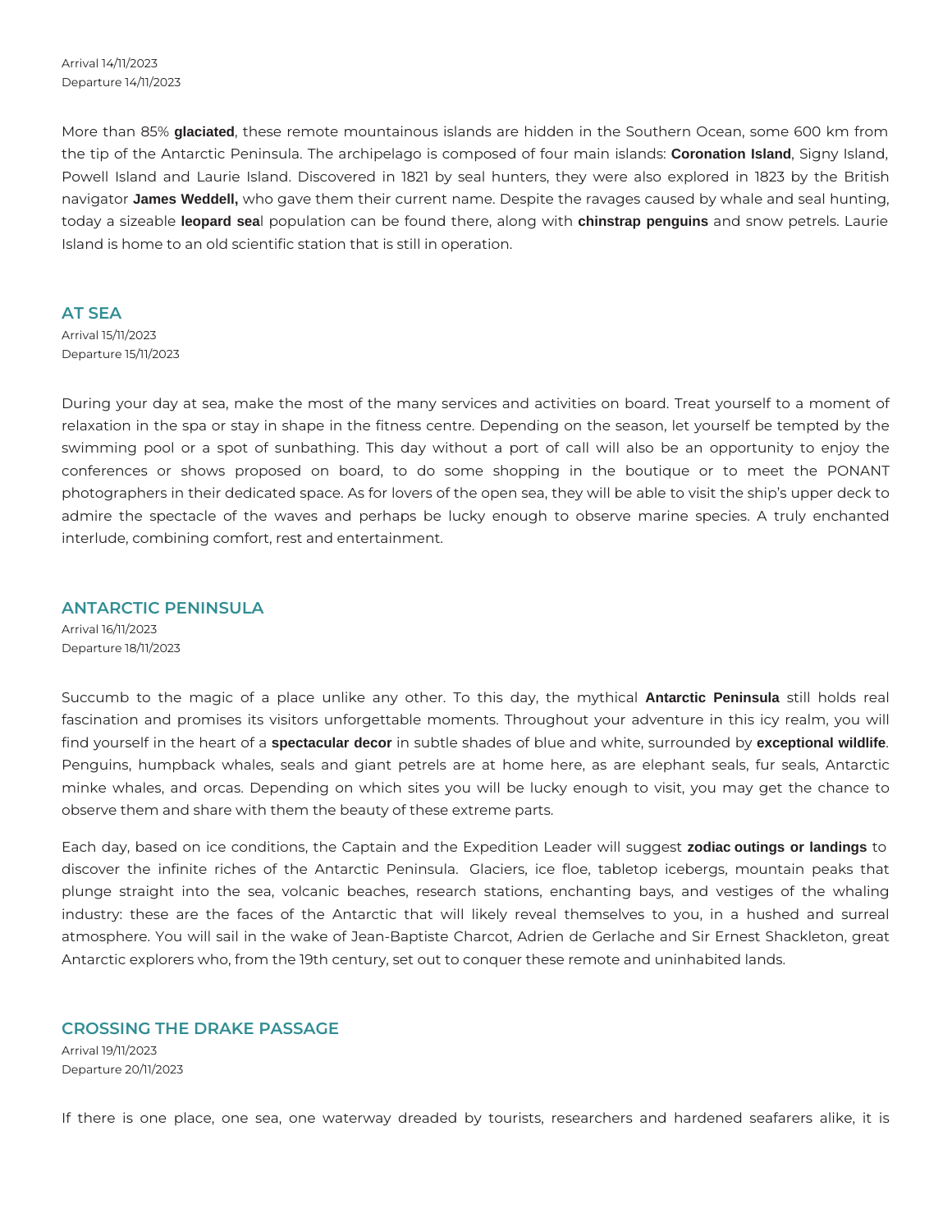Arrival 14/11/2023
Departure 14/11/2023

More than 85% **glaciated**, these remote mountainous islands are hidden in the Southern Ocean, some 600 km from the tip of the Antarctic Peninsula. The archipelago is composed of four main islands: **Coronation Island**, Signy Island, Powell Island and Laurie Island. Discovered in 1821 by seal hunters, they were also explored in 1823 by the British navigator **James Weddell,** who gave them their current name. Despite the ravages caused by whale and seal hunting, today a sizeable **leopard sea**l population can be found there, along with **chinstrap penguins** and snow petrels. Laurie Island is home to an old scientific station that is still in operation.

## AT SEA

Arrival 15/11/2023
Departure 15/11/2023

During your day at sea, make the most of the many services and activities on board. Treat yourself to a moment of relaxation in the spa or stay in shape in the fitness centre. Depending on the season, let yourself be tempted by the swimming pool or a spot of sunbathing. This day without a port of call will also be an opportunity to enjoy the conferences or shows proposed on board, to do some shopping in the boutique or to meet the PONANT photographers in their dedicated space. As for lovers of the open sea, they will be able to visit the ship's upper deck to admire the spectacle of the waves and perhaps be lucky enough to observe marine species. A truly enchanted interlude, combining comfort, rest and entertainment.

## ANTARCTIC PENINSULA

Arrival 16/11/2023
Departure 18/11/2023

Succumb to the magic of a place unlike any other. To this day, the mythical **Antarctic Peninsula** still holds real fascination and promises its visitors unforgettable moments. Throughout your adventure in this icy realm, you will find yourself in the heart of a **spectacular decor** in subtle shades of blue and white, surrounded by **exceptional wildlife**. Penguins, humpback whales, seals and giant petrels are at home here, as are elephant seals, fur seals, Antarctic minke whales, and orcas. Depending on which sites you will be lucky enough to visit, you may get the chance to observe them and share with them the beauty of these extreme parts.

Each day, based on ice conditions, the Captain and the Expedition Leader will suggest **zodiac outings or landings** to discover the infinite riches of the Antarctic Peninsula. Glaciers, ice floe, tabletop icebergs, mountain peaks that plunge straight into the sea, volcanic beaches, research stations, enchanting bays, and vestiges of the whaling industry: these are the faces of the Antarctic that will likely reveal themselves to you, in a hushed and surreal atmosphere. You will sail in the wake of Jean-Baptiste Charcot, Adrien de Gerlache and Sir Ernest Shackleton, great Antarctic explorers who, from the 19th century, set out to conquer these remote and uninhabited lands.

## CROSSING THE DRAKE PASSAGE

Arrival 19/11/2023
Departure 20/11/2023

If there is one place, one sea, one waterway dreaded by tourists, researchers and hardened seafarers alike, it is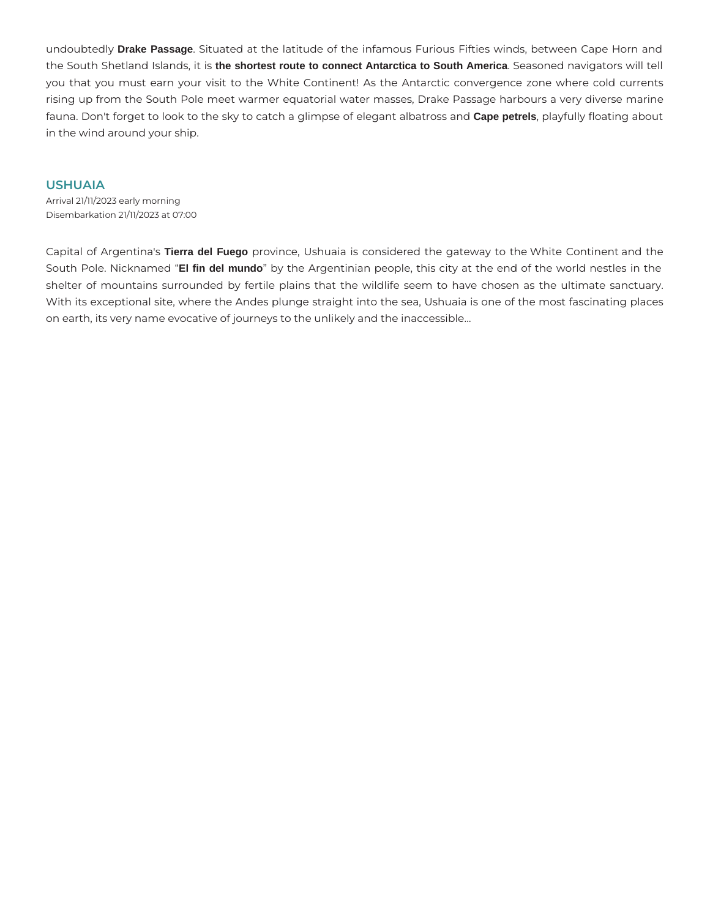undoubtedly **Drake Passage**. Situated at the latitude of the infamous Furious Fifties winds, between Cape Horn and the South Shetland Islands, it is **the shortest route to connect Antarctica to South America**. Seasoned navigators will tell you that you must earn your visit to the White Continent! As the Antarctic convergence zone where cold currents rising up from the South Pole meet warmer equatorial water masses, Drake Passage harbours a very diverse marine fauna. Don't forget to look to the sky to catch a glimpse of elegant albatross and **Cape petrels**, playfully floating about in the wind around your ship.

## USHUAIA

Arrival 21/11/2023 early morning
Disembarkation 21/11/2023 at 07:00

Capital of Argentina's **Tierra del Fuego** province, Ushuaia is considered the gateway to the White Continent and the South Pole. Nicknamed “**El fin del mundo**” by the Argentinian people, this city at the end of the world nestles in the shelter of mountains surrounded by fertile plains that the wildlife seem to have chosen as the ultimate sanctuary. With its exceptional site, where the Andes plunge straight into the sea, Ushuaia is one of the most fascinating places on earth, its very name evocative of journeys to the unlikely and the inaccessible…